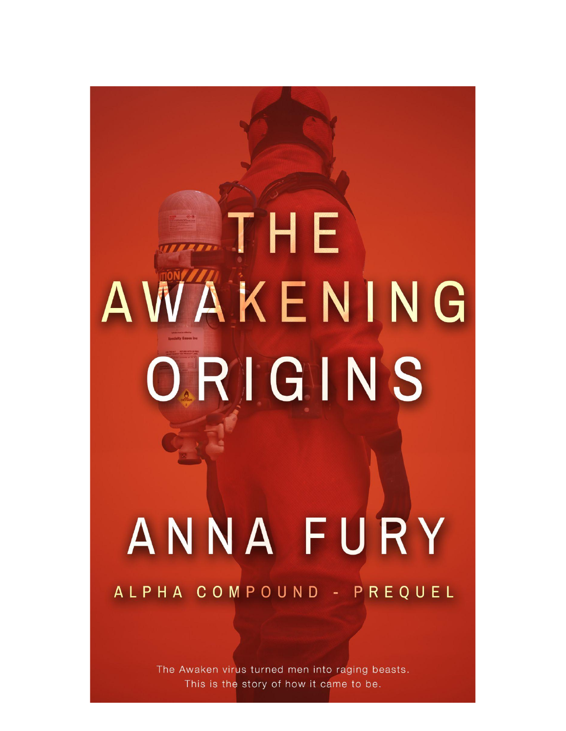# THE AWAKENING ORIGINS

## ANNA FURY

ALPHA COMPOUND - PREQUEL

The Awaken virus turned men into raging beasts.
This is the story of how it came to be.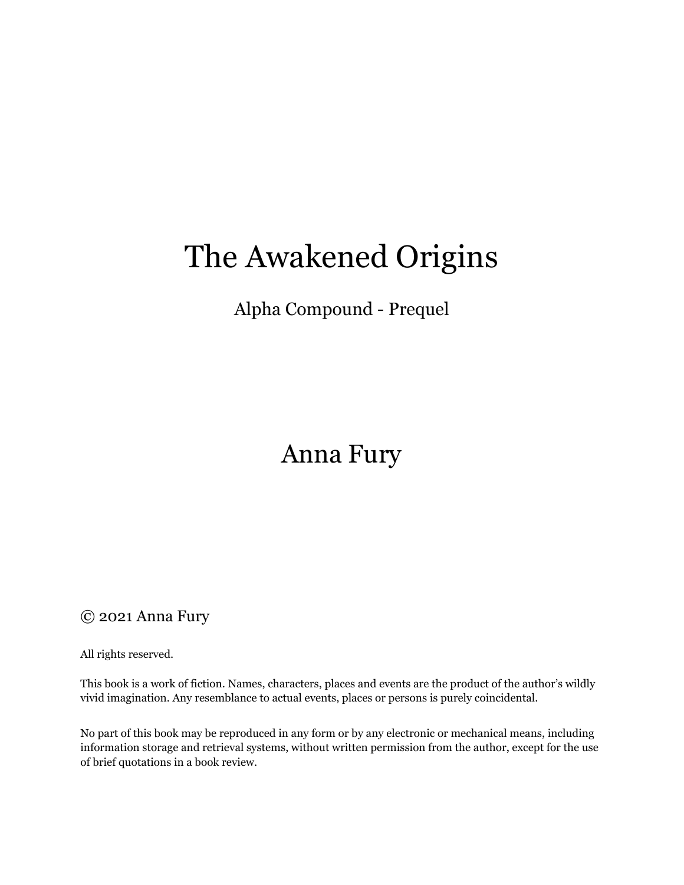# The Awakened Origins

## Alpha Compound - Prequel

## Anna Fury

© 2021 Anna Fury

All rights reserved.

This book is a work of fiction. Names, characters, places and events are the product of the author's wildly vivid imagination. Any resemblance to actual events, places or persons is purely coincidental.

No part of this book may be reproduced in any form or by any electronic or mechanical means, including information storage and retrieval systems, without written permission from the author, except for the use of brief quotations in a book review.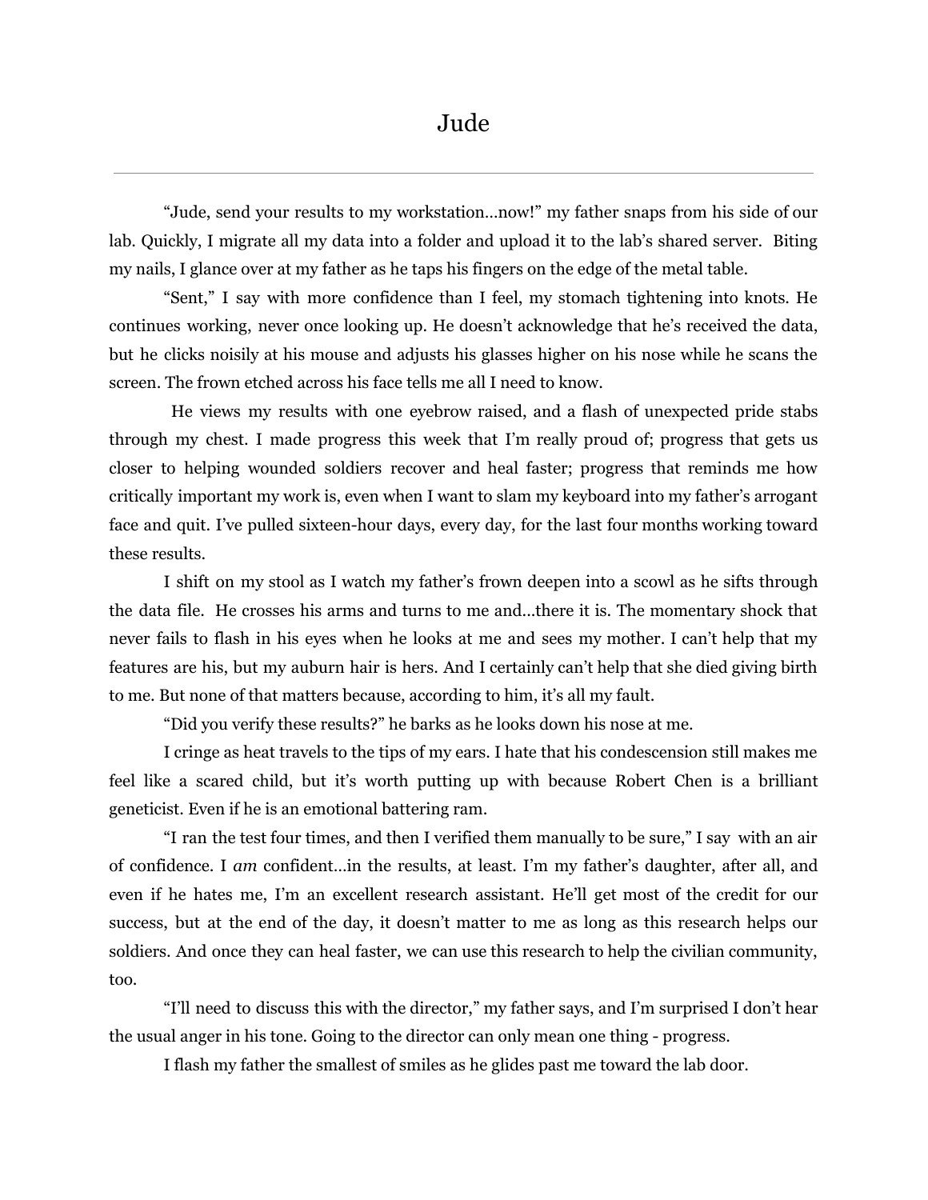# Jude

---

"Jude, send your results to my workstation…now!" my father snaps from his side of our lab. Quickly, I migrate all my data into a folder and upload it to the lab's shared server. Biting my nails, I glance over at my father as he taps his fingers on the edge of the metal table.

"Sent," I say with more confidence than I feel, my stomach tightening into knots. He continues working, never once looking up. He doesn't acknowledge that he's received the data, but he clicks noisily at his mouse and adjusts his glasses higher on his nose while he scans the screen. The frown etched across his face tells me all I need to know.

He views my results with one eyebrow raised, and a flash of unexpected pride stabs through my chest. I made progress this week that I'm really proud of; progress that gets us closer to helping wounded soldiers recover and heal faster; progress that reminds me how critically important my work is, even when I want to slam my keyboard into my father's arrogant face and quit. I've pulled sixteen-hour days, every day, for the last four months working toward these results.

I shift on my stool as I watch my father's frown deepen into a scowl as he sifts through the data file. He crosses his arms and turns to me and…there it is. The momentary shock that never fails to flash in his eyes when he looks at me and sees my mother. I can't help that my features are his, but my auburn hair is hers. And I certainly can't help that she died giving birth to me. But none of that matters because, according to him, it's all my fault.

"Did you verify these results?" he barks as he looks down his nose at me.

I cringe as heat travels to the tips of my ears. I hate that his condescension still makes me feel like a scared child, but it's worth putting up with because Robert Chen is a brilliant geneticist. Even if he is an emotional battering ram.

"I ran the test four times, and then I verified them manually to be sure," I say with an air of confidence. I *am* confident…in the results, at least. I'm my father's daughter, after all, and even if he hates me, I'm an excellent research assistant. He'll get most of the credit for our success, but at the end of the day, it doesn't matter to me as long as this research helps our soldiers. And once they can heal faster, we can use this research to help the civilian community, too.

"I'll need to discuss this with the director," my father says, and I'm surprised I don't hear the usual anger in his tone. Going to the director can only mean one thing - progress.

I flash my father the smallest of smiles as he glides past me toward the lab door.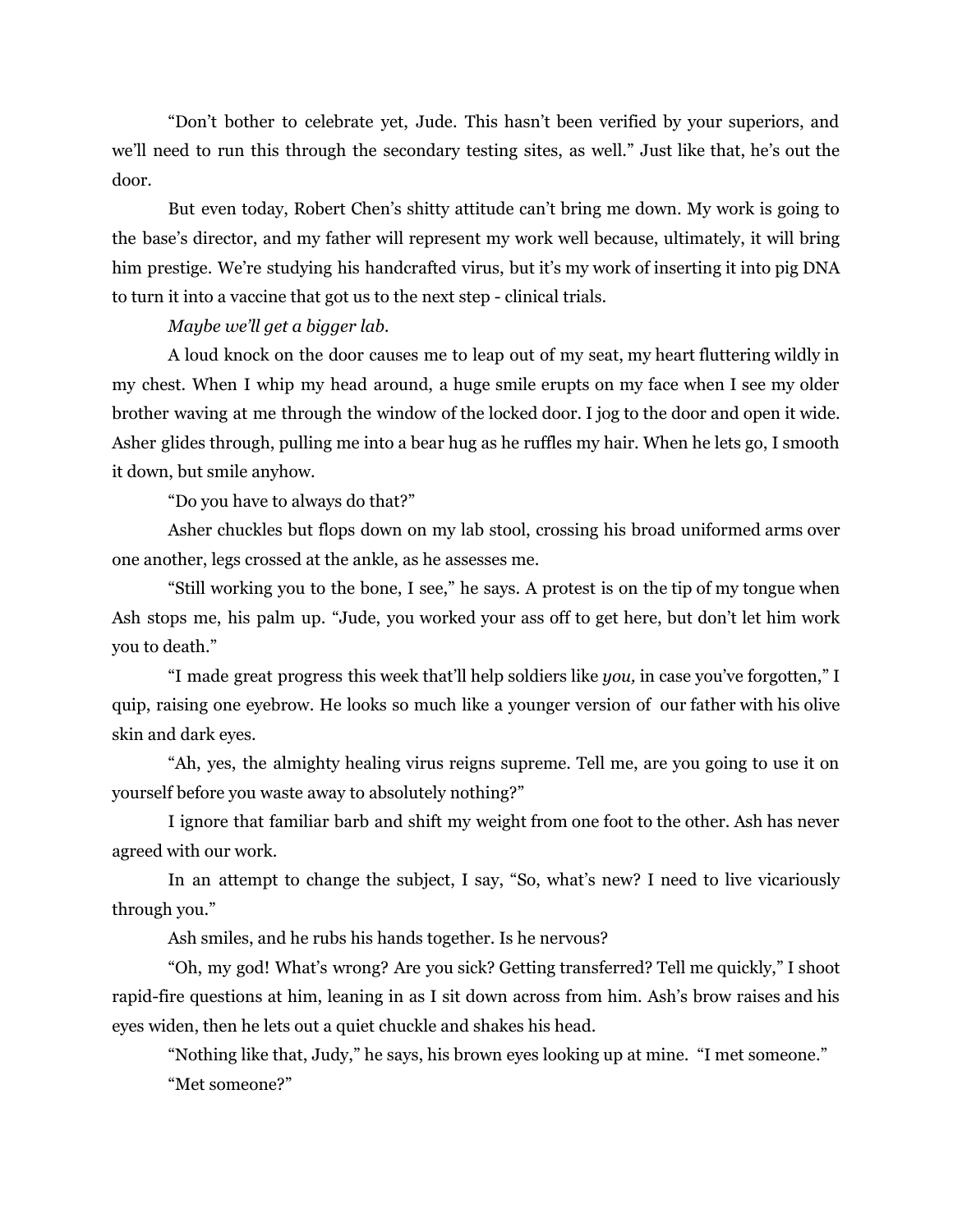"Don't bother to celebrate yet, Jude. This hasn't been verified by your superiors, and we'll need to run this through the secondary testing sites, as well." Just like that, he's out the door.

But even today, Robert Chen's shitty attitude can't bring me down. My work is going to the base's director, and my father will represent my work well because, ultimately, it will bring him prestige. We're studying his handcrafted virus, but it's my work of inserting it into pig DNA to turn it into a vaccine that got us to the next step - clinical trials.

*Maybe we'll get a bigger lab.*

A loud knock on the door causes me to leap out of my seat, my heart fluttering wildly in my chest. When I whip my head around, a huge smile erupts on my face when I see my older brother waving at me through the window of the locked door. I jog to the door and open it wide. Asher glides through, pulling me into a bear hug as he ruffles my hair. When he lets go, I smooth it down, but smile anyhow.

"Do you have to always do that?"

Asher chuckles but flops down on my lab stool, crossing his broad uniformed arms over one another, legs crossed at the ankle, as he assesses me.

"Still working you to the bone, I see," he says. A protest is on the tip of my tongue when Ash stops me, his palm up. "Jude, you worked your ass off to get here, but don't let him work you to death."

"I made great progress this week that'll help soldiers like *you,* in case you've forgotten," I quip, raising one eyebrow. He looks so much like a younger version of our father with his olive skin and dark eyes.

"Ah, yes, the almighty healing virus reigns supreme. Tell me, are you going to use it on yourself before you waste away to absolutely nothing?"

I ignore that familiar barb and shift my weight from one foot to the other. Ash has never agreed with our work.

In an attempt to change the subject, I say, "So, what's new? I need to live vicariously through you."

Ash smiles, and he rubs his hands together. Is he nervous?

"Oh, my god! What's wrong? Are you sick? Getting transferred? Tell me quickly," I shoot rapid-fire questions at him, leaning in as I sit down across from him. Ash's brow raises and his eyes widen, then he lets out a quiet chuckle and shakes his head.

"Nothing like that, Judy," he says, his brown eyes looking up at mine. "I met someone."

"Met someone?"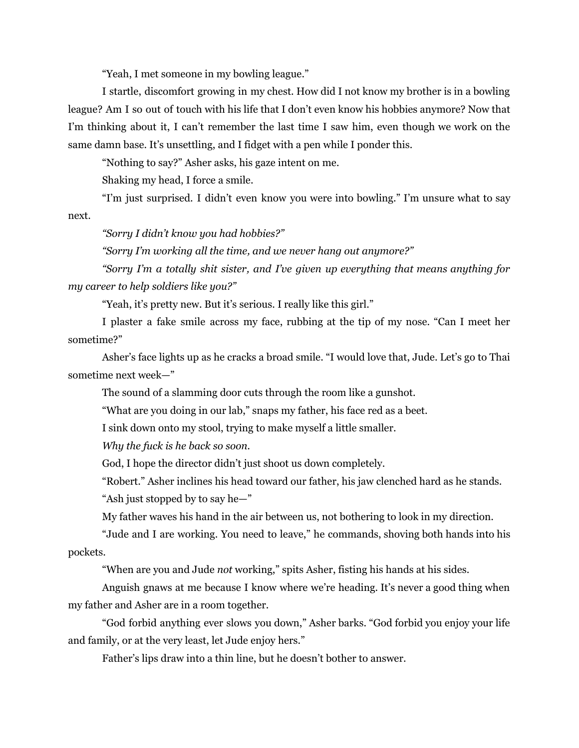"Yeah, I met someone in my bowling league."

I startle, discomfort growing in my chest. How did I not know my brother is in a bowling league? Am I so out of touch with his life that I don't even know his hobbies anymore? Now that I'm thinking about it, I can't remember the last time I saw him, even though we work on the same damn base. It's unsettling, and I fidget with a pen while I ponder this.

"Nothing to say?" Asher asks, his gaze intent on me.

Shaking my head, I force a smile.

"I'm just surprised. I didn't even know you were into bowling." I'm unsure what to say next.

*"Sorry I didn't know you had hobbies?"*

*"Sorry I'm working all the time, and we never hang out anymore?"*

*"Sorry I'm a totally shit sister, and I've given up everything that means anything for my career to help soldiers like you?"*

"Yeah, it's pretty new. But it's serious. I really like this girl."

I plaster a fake smile across my face, rubbing at the tip of my nose. "Can I meet her sometime?"

Asher's face lights up as he cracks a broad smile. "I would love that, Jude. Let's go to Thai sometime next week—"

The sound of a slamming door cuts through the room like a gunshot.

"What are you doing in our lab," snaps my father, his face red as a beet.

I sink down onto my stool, trying to make myself a little smaller.

*Why the fuck is he back so soon.*

God, I hope the director didn't just shoot us down completely.

"Robert." Asher inclines his head toward our father, his jaw clenched hard as he stands.

"Ash just stopped by to say he—"

My father waves his hand in the air between us, not bothering to look in my direction.

"Jude and I are working. You need to leave," he commands, shoving both hands into his pockets.

"When are you and Jude *not* working," spits Asher, fisting his hands at his sides.

Anguish gnaws at me because I know where we're heading. It's never a good thing when my father and Asher are in a room together.

"God forbid anything ever slows you down," Asher barks. "God forbid you enjoy your life and family, or at the very least, let Jude enjoy hers."

Father's lips draw into a thin line, but he doesn't bother to answer.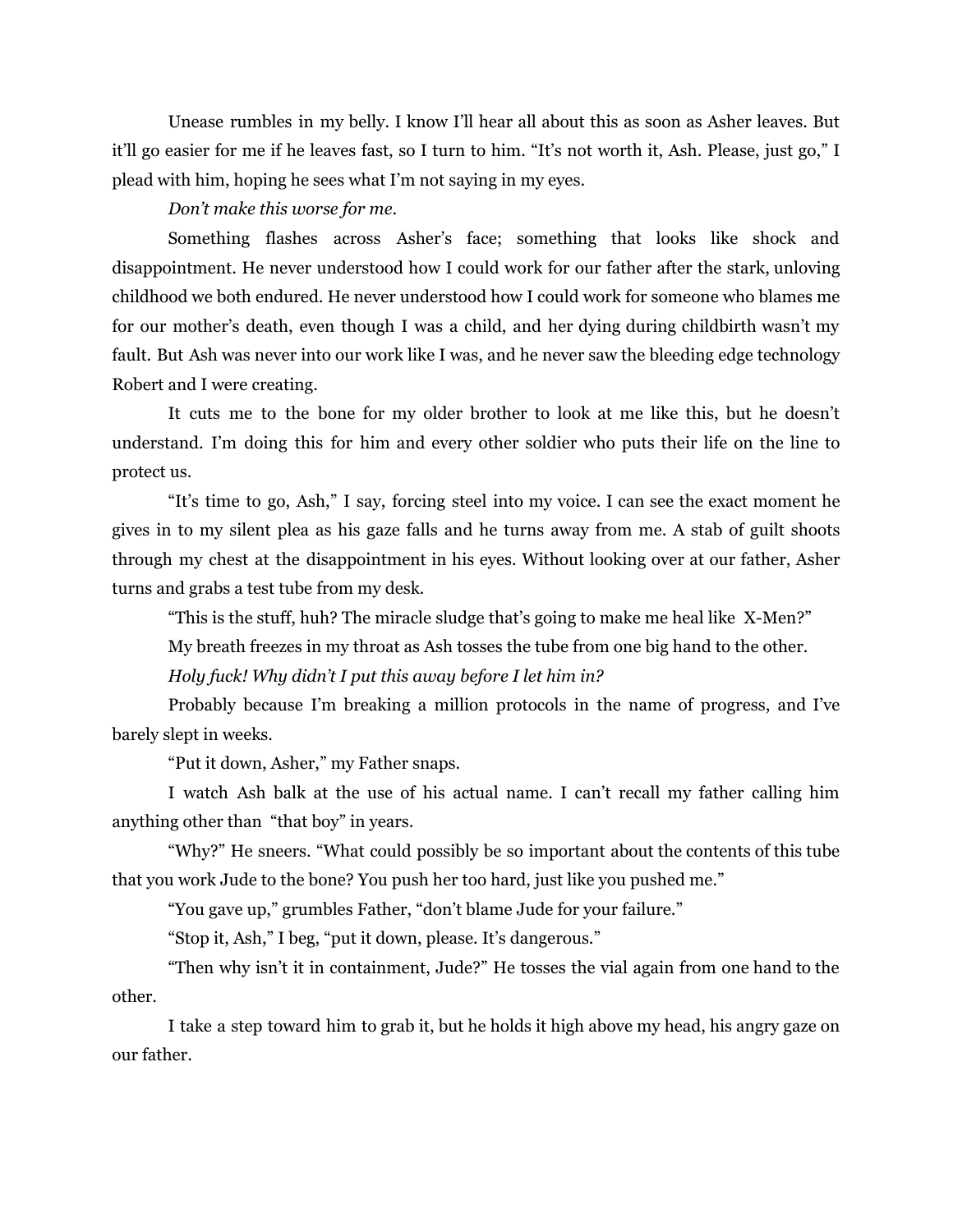Unease rumbles in my belly. I know I'll hear all about this as soon as Asher leaves. But it'll go easier for me if he leaves fast, so I turn to him. "It's not worth it, Ash. Please, just go," I plead with him, hoping he sees what I'm not saying in my eyes.

*Don't make this worse for me.*

Something flashes across Asher's face; something that looks like shock and disappointment. He never understood how I could work for our father after the stark, unloving childhood we both endured. He never understood how I could work for someone who blames me for our mother's death, even though I was a child, and her dying during childbirth wasn't my fault. But Ash was never into our work like I was, and he never saw the bleeding edge technology Robert and I were creating.

It cuts me to the bone for my older brother to look at me like this, but he doesn't understand. I'm doing this for him and every other soldier who puts their life on the line to protect us.

"It's time to go, Ash," I say, forcing steel into my voice. I can see the exact moment he gives in to my silent plea as his gaze falls and he turns away from me. A stab of guilt shoots through my chest at the disappointment in his eyes. Without looking over at our father, Asher turns and grabs a test tube from my desk.

"This is the stuff, huh? The miracle sludge that's going to make me heal like X-Men?"

My breath freezes in my throat as Ash tosses the tube from one big hand to the other.

*Holy fuck! Why didn't I put this away before I let him in?*

Probably because I'm breaking a million protocols in the name of progress, and I've barely slept in weeks.

"Put it down, Asher," my Father snaps.

I watch Ash balk at the use of his actual name. I can't recall my father calling him anything other than "that boy" in years.

"Why?" He sneers. "What could possibly be so important about the contents of this tube that you work Jude to the bone? You push her too hard, just like you pushed me."

"You gave up," grumbles Father, "don't blame Jude for your failure."

"Stop it, Ash," I beg, "put it down, please. It's dangerous."

"Then why isn't it in containment, Jude?" He tosses the vial again from one hand to the other.

I take a step toward him to grab it, but he holds it high above my head, his angry gaze on our father.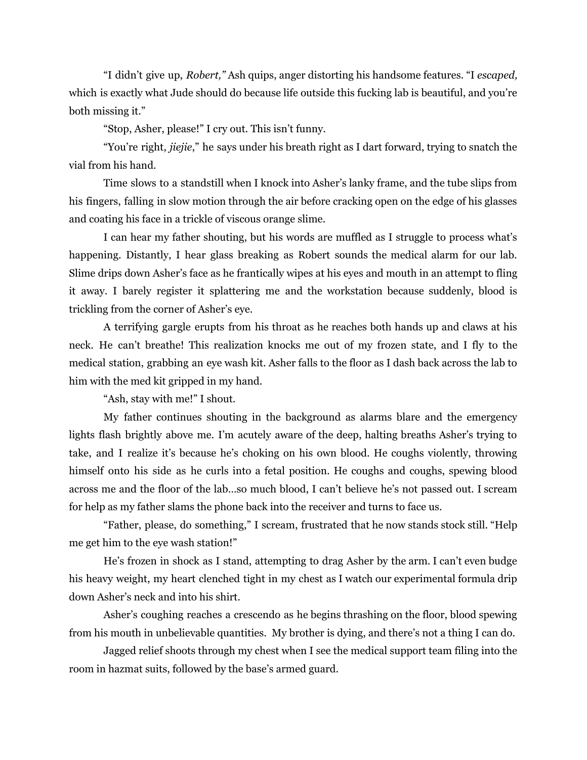"I didn't give up, *Robert,"* Ash quips, anger distorting his handsome features. "I *escaped,* which is exactly what Jude should do because life outside this fucking lab is beautiful, and you're both missing it."

"Stop, Asher, please!" I cry out. This isn't funny.

"You're right, *jiejie*," he says under his breath right as I dart forward, trying to snatch the vial from his hand.

Time slows to a standstill when I knock into Asher's lanky frame, and the tube slips from his fingers, falling in slow motion through the air before cracking open on the edge of his glasses and coating his face in a trickle of viscous orange slime.

I can hear my father shouting, but his words are muffled as I struggle to process what's happening. Distantly, I hear glass breaking as Robert sounds the medical alarm for our lab. Slime drips down Asher's face as he frantically wipes at his eyes and mouth in an attempt to fling it away. I barely register it splattering me and the workstation because suddenly, blood is trickling from the corner of Asher's eye.

A terrifying gargle erupts from his throat as he reaches both hands up and claws at his neck. He can't breathe! This realization knocks me out of my frozen state, and I fly to the medical station, grabbing an eye wash kit. Asher falls to the floor as I dash back across the lab to him with the med kit gripped in my hand.

"Ash, stay with me!" I shout.

My father continues shouting in the background as alarms blare and the emergency lights flash brightly above me. I'm acutely aware of the deep, halting breaths Asher's trying to take, and I realize it's because he's choking on his own blood. He coughs violently, throwing himself onto his side as he curls into a fetal position. He coughs and coughs, spewing blood across me and the floor of the lab…so much blood, I can't believe he's not passed out. I scream for help as my father slams the phone back into the receiver and turns to face us.

"Father, please, do something," I scream, frustrated that he now stands stock still. "Help me get him to the eye wash station!"

He's frozen in shock as I stand, attempting to drag Asher by the arm. I can't even budge his heavy weight, my heart clenched tight in my chest as I watch our experimental formula drip down Asher's neck and into his shirt.

Asher's coughing reaches a crescendo as he begins thrashing on the floor, blood spewing from his mouth in unbelievable quantities. My brother is dying, and there's not a thing I can do.

Jagged relief shoots through my chest when I see the medical support team filing into the room in hazmat suits, followed by the base's armed guard.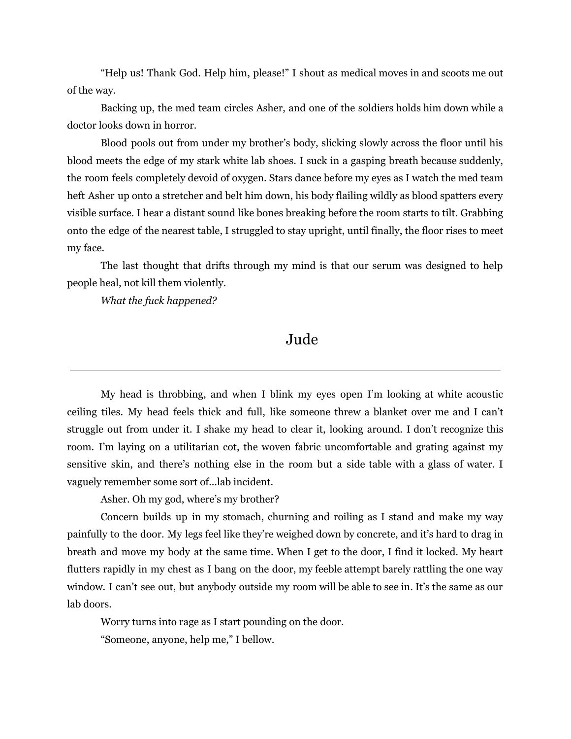"Help us! Thank God. Help him, please!" I shout as medical moves in and scoots me out of the way.

Backing up, the med team circles Asher, and one of the soldiers holds him down while a doctor looks down in horror.

Blood pools out from under my brother's body, slicking slowly across the floor until his blood meets the edge of my stark white lab shoes. I suck in a gasping breath because suddenly, the room feels completely devoid of oxygen. Stars dance before my eyes as I watch the med team heft Asher up onto a stretcher and belt him down, his body flailing wildly as blood spatters every visible surface. I hear a distant sound like bones breaking before the room starts to tilt. Grabbing onto the edge of the nearest table, I struggled to stay upright, until finally, the floor rises to meet my face.

The last thought that drifts through my mind is that our serum was designed to help people heal, not kill them violently.

*What the fuck happened?*

## Jude

---

My head is throbbing, and when I blink my eyes open I'm looking at white acoustic ceiling tiles. My head feels thick and full, like someone threw a blanket over me and I can't struggle out from under it. I shake my head to clear it, looking around. I don't recognize this room. I'm laying on a utilitarian cot, the woven fabric uncomfortable and grating against my sensitive skin, and there's nothing else in the room but a side table with a glass of water. I vaguely remember some sort of...lab incident.

Asher. Oh my god, where's my brother?

Concern builds up in my stomach, churning and roiling as I stand and make my way painfully to the door. My legs feel like they're weighed down by concrete, and it's hard to drag in breath and move my body at the same time. When I get to the door, I find it locked. My heart flutters rapidly in my chest as I bang on the door, my feeble attempt barely rattling the one way window. I can't see out, but anybody outside my room will be able to see in. It's the same as our lab doors.

Worry turns into rage as I start pounding on the door.

"Someone, anyone, help me," I bellow.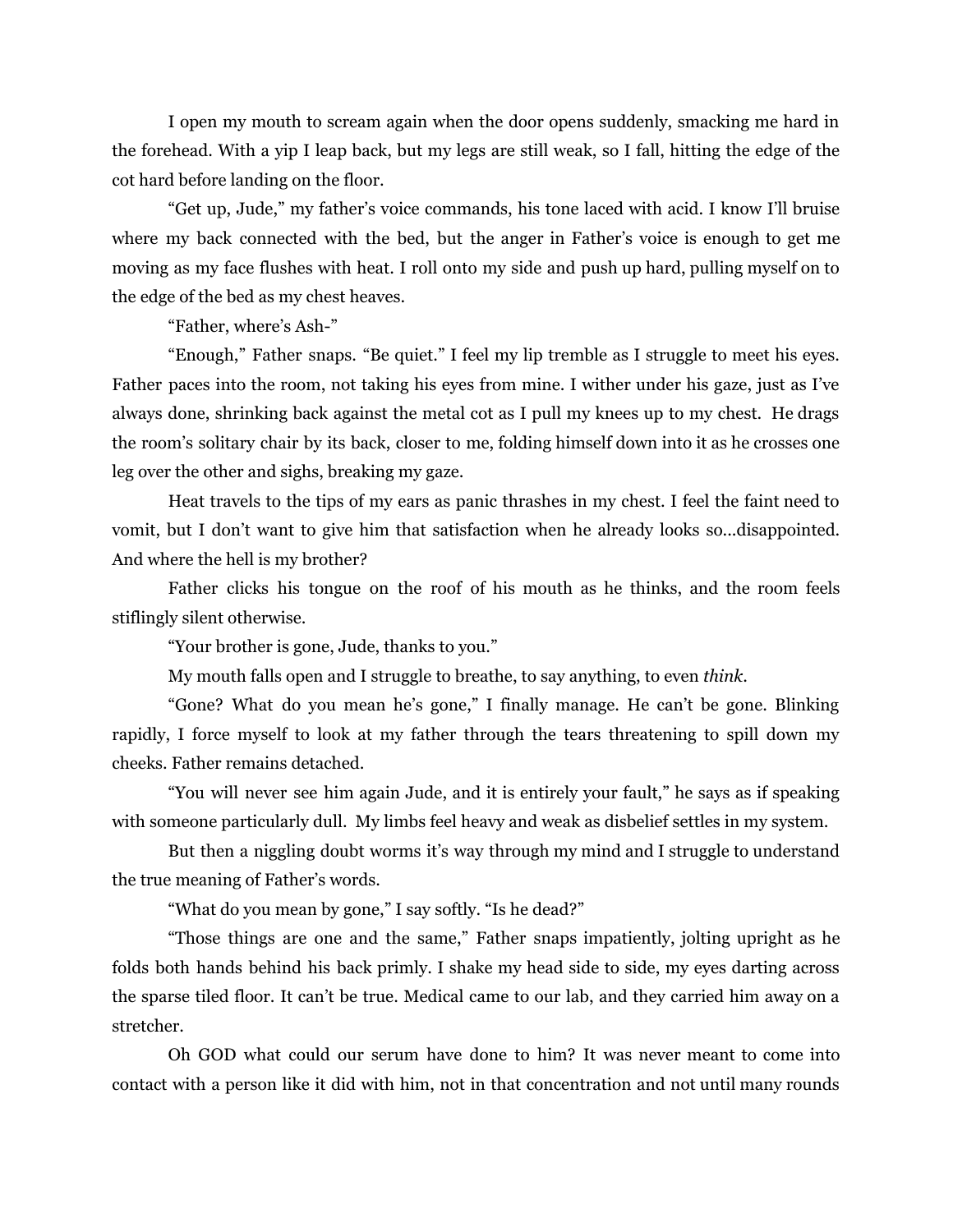I open my mouth to scream again when the door opens suddenly, smacking me hard in the forehead. With a yip I leap back, but my legs are still weak, so I fall, hitting the edge of the cot hard before landing on the floor.

"Get up, Jude," my father's voice commands, his tone laced with acid. I know I'll bruise where my back connected with the bed, but the anger in Father's voice is enough to get me moving as my face flushes with heat. I roll onto my side and push up hard, pulling myself on to the edge of the bed as my chest heaves.

"Father, where's Ash-"

"Enough," Father snaps. "Be quiet." I feel my lip tremble as I struggle to meet his eyes. Father paces into the room, not taking his eyes from mine. I wither under his gaze, just as I've always done, shrinking back against the metal cot as I pull my knees up to my chest. He drags the room's solitary chair by its back, closer to me, folding himself down into it as he crosses one leg over the other and sighs, breaking my gaze.

Heat travels to the tips of my ears as panic thrashes in my chest. I feel the faint need to vomit, but I don't want to give him that satisfaction when he already looks so...disappointed. And where the hell is my brother?

Father clicks his tongue on the roof of his mouth as he thinks, and the room feels stiflingly silent otherwise.

"Your brother is gone, Jude, thanks to you."

My mouth falls open and I struggle to breathe, to say anything, to even *think*.

"Gone? What do you mean he's gone," I finally manage. He can't be gone. Blinking rapidly, I force myself to look at my father through the tears threatening to spill down my cheeks. Father remains detached.

"You will never see him again Jude, and it is entirely your fault," he says as if speaking with someone particularly dull. My limbs feel heavy and weak as disbelief settles in my system.

But then a niggling doubt worms it's way through my mind and I struggle to understand the true meaning of Father's words.

"What do you mean by gone," I say softly. "Is he dead?"

"Those things are one and the same," Father snaps impatiently, jolting upright as he folds both hands behind his back primly. I shake my head side to side, my eyes darting across the sparse tiled floor. It can't be true. Medical came to our lab, and they carried him away on a stretcher.

Oh GOD what could our serum have done to him? It was never meant to come into contact with a person like it did with him, not in that concentration and not until many rounds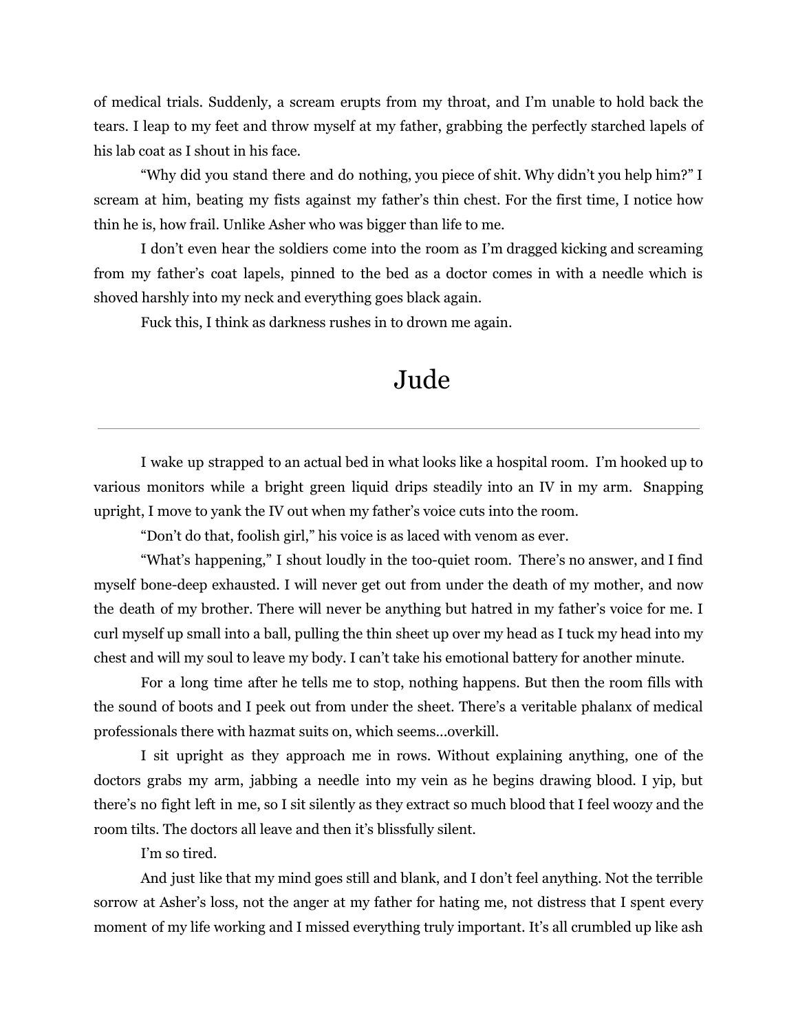of medical trials. Suddenly, a scream erupts from my throat, and I'm unable to hold back the tears. I leap to my feet and throw myself at my father, grabbing the perfectly starched lapels of his lab coat as I shout in his face.

"Why did you stand there and do nothing, you piece of shit. Why didn't you help him?" I scream at him, beating my fists against my father's thin chest. For the first time, I notice how thin he is, how frail. Unlike Asher who was bigger than life to me.

I don't even hear the soldiers come into the room as I'm dragged kicking and screaming from my father's coat lapels, pinned to the bed as a doctor comes in with a needle which is shoved harshly into my neck and everything goes black again.

Fuck this, I think as darkness rushes in to drown me again.

## Jude

---

I wake up strapped to an actual bed in what looks like a hospital room. I'm hooked up to various monitors while a bright green liquid drips steadily into an IV in my arm. Snapping upright, I move to yank the IV out when my father's voice cuts into the room.

"Don't do that, foolish girl," his voice is as laced with venom as ever.

"What's happening," I shout loudly in the too-quiet room. There's no answer, and I find myself bone-deep exhausted. I will never get out from under the death of my mother, and now the death of my brother. There will never be anything but hatred in my father's voice for me. I curl myself up small into a ball, pulling the thin sheet up over my head as I tuck my head into my chest and will my soul to leave my body. I can't take his emotional battery for another minute.

For a long time after he tells me to stop, nothing happens. But then the room fills with the sound of boots and I peek out from under the sheet. There's a veritable phalanx of medical professionals there with hazmat suits on, which seems...overkill.

I sit upright as they approach me in rows. Without explaining anything, one of the doctors grabs my arm, jabbing a needle into my vein as he begins drawing blood. I yip, but there's no fight left in me, so I sit silently as they extract so much blood that I feel woozy and the room tilts. The doctors all leave and then it's blissfully silent.

I'm so tired.

And just like that my mind goes still and blank, and I don't feel anything. Not the terrible sorrow at Asher's loss, not the anger at my father for hating me, not distress that I spent every moment of my life working and I missed everything truly important. It's all crumbled up like ash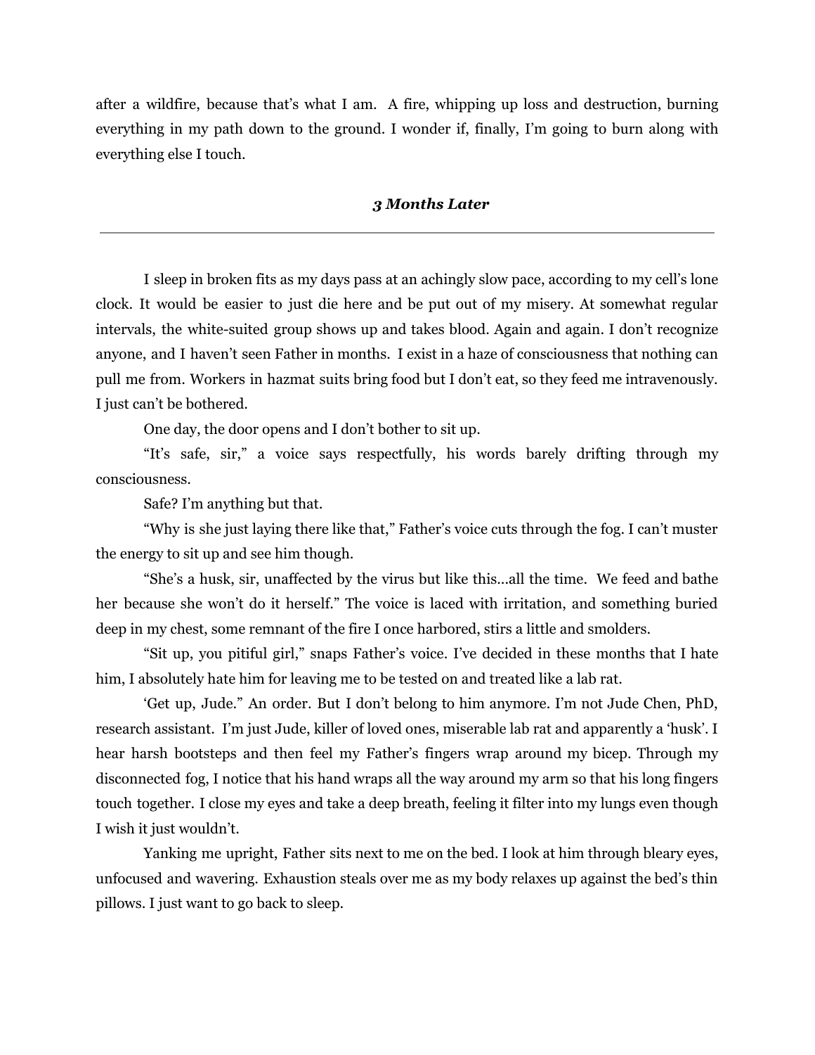after a wildfire, because that's what I am. A fire, whipping up loss and destruction, burning everything in my path down to the ground. I wonder if, finally, I'm going to burn along with everything else I touch.

***3 Months Later***

---

I sleep in broken fits as my days pass at an achingly slow pace, according to my cell's lone clock. It would be easier to just die here and be put out of my misery. At somewhat regular intervals, the white-suited group shows up and takes blood. Again and again. I don't recognize anyone, and I haven't seen Father in months. I exist in a haze of consciousness that nothing can pull me from. Workers in hazmat suits bring food but I don't eat, so they feed me intravenously. I just can't be bothered.

One day, the door opens and I don't bother to sit up.

"It's safe, sir," a voice says respectfully, his words barely drifting through my consciousness.

Safe? I'm anything but that.

"Why is she just laying there like that," Father's voice cuts through the fog. I can't muster the energy to sit up and see him though.

"She's a husk, sir, unaffected by the virus but like this…all the time. We feed and bathe her because she won't do it herself." The voice is laced with irritation, and something buried deep in my chest, some remnant of the fire I once harbored, stirs a little and smolders.

"Sit up, you pitiful girl," snaps Father's voice. I've decided in these months that I hate him, I absolutely hate him for leaving me to be tested on and treated like a lab rat.

'Get up, Jude." An order. But I don't belong to him anymore. I'm not Jude Chen, PhD, research assistant. I'm just Jude, killer of loved ones, miserable lab rat and apparently a 'husk'. I hear harsh bootsteps and then feel my Father's fingers wrap around my bicep. Through my disconnected fog, I notice that his hand wraps all the way around my arm so that his long fingers touch together. I close my eyes and take a deep breath, feeling it filter into my lungs even though I wish it just wouldn't.

Yanking me upright, Father sits next to me on the bed. I look at him through bleary eyes, unfocused and wavering. Exhaustion steals over me as my body relaxes up against the bed's thin pillows. I just want to go back to sleep.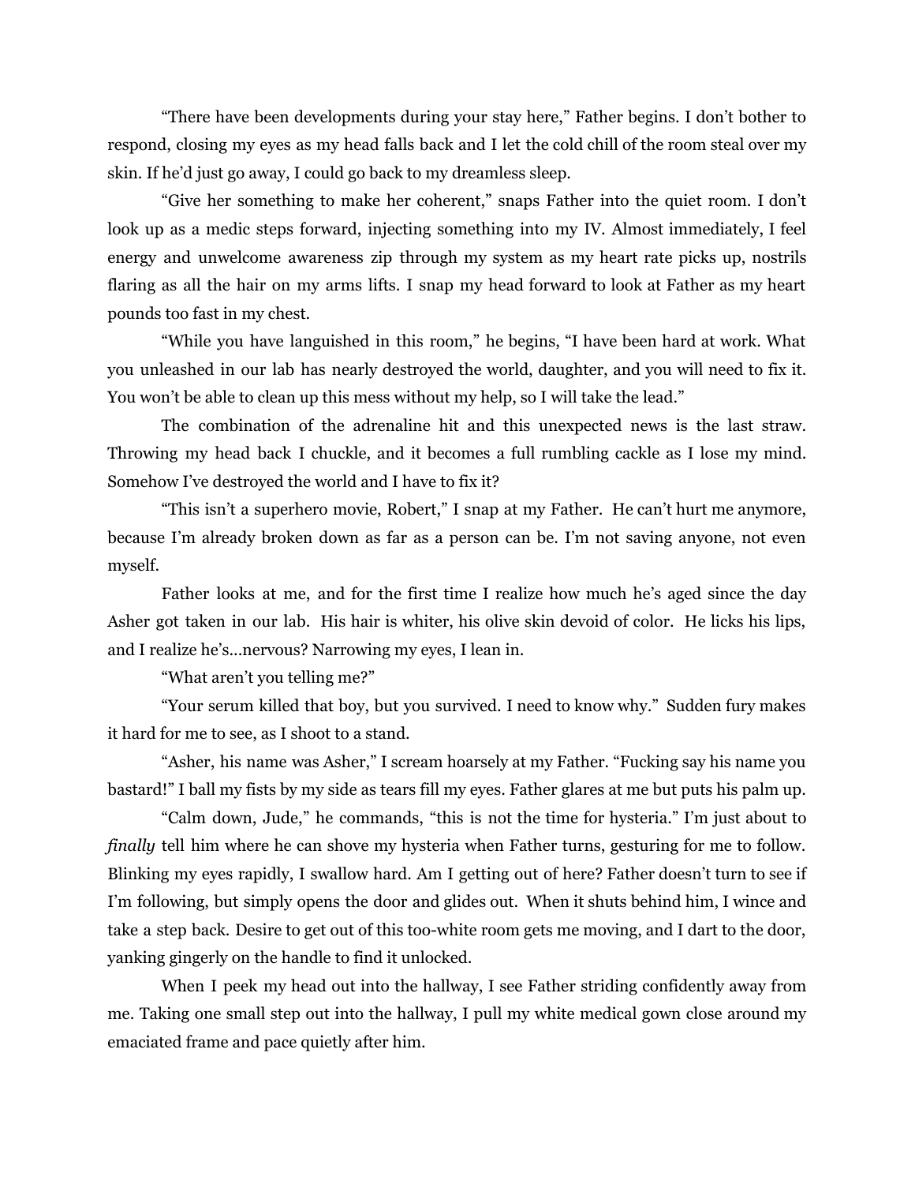"There have been developments during your stay here," Father begins. I don't bother to respond, closing my eyes as my head falls back and I let the cold chill of the room steal over my skin. If he'd just go away, I could go back to my dreamless sleep.

"Give her something to make her coherent," snaps Father into the quiet room. I don't look up as a medic steps forward, injecting something into my IV. Almost immediately, I feel energy and unwelcome awareness zip through my system as my heart rate picks up, nostrils flaring as all the hair on my arms lifts. I snap my head forward to look at Father as my heart pounds too fast in my chest.

"While you have languished in this room," he begins, "I have been hard at work. What you unleashed in our lab has nearly destroyed the world, daughter, and you will need to fix it. You won't be able to clean up this mess without my help, so I will take the lead."

The combination of the adrenaline hit and this unexpected news is the last straw. Throwing my head back I chuckle, and it becomes a full rumbling cackle as I lose my mind. Somehow I've destroyed the world and I have to fix it?

"This isn't a superhero movie, Robert," I snap at my Father. He can't hurt me anymore, because I'm already broken down as far as a person can be. I'm not saving anyone, not even myself.

Father looks at me, and for the first time I realize how much he's aged since the day Asher got taken in our lab. His hair is whiter, his olive skin devoid of color. He licks his lips, and I realize he's...nervous? Narrowing my eyes, I lean in.

"What aren't you telling me?"

"Your serum killed that boy, but you survived. I need to know why." Sudden fury makes it hard for me to see, as I shoot to a stand.

"Asher, his name was Asher," I scream hoarsely at my Father. "Fucking say his name you bastard!" I ball my fists by my side as tears fill my eyes. Father glares at me but puts his palm up.

"Calm down, Jude," he commands, "this is not the time for hysteria." I'm just about to *finally* tell him where he can shove my hysteria when Father turns, gesturing for me to follow. Blinking my eyes rapidly, I swallow hard. Am I getting out of here? Father doesn't turn to see if I'm following, but simply opens the door and glides out. When it shuts behind him, I wince and take a step back. Desire to get out of this too-white room gets me moving, and I dart to the door, yanking gingerly on the handle to find it unlocked.

When I peek my head out into the hallway, I see Father striding confidently away from me. Taking one small step out into the hallway, I pull my white medical gown close around my emaciated frame and pace quietly after him.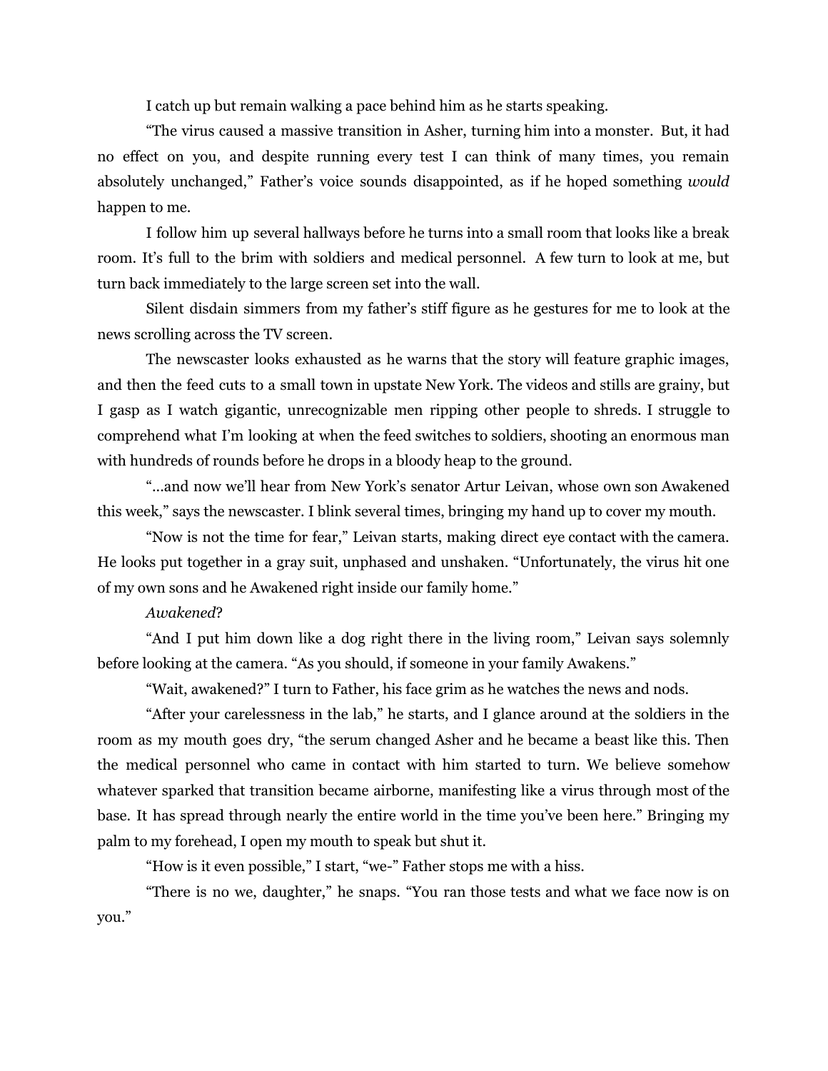I catch up but remain walking a pace behind him as he starts speaking.

"The virus caused a massive transition in Asher, turning him into a monster. But, it had no effect on you, and despite running every test I can think of many times, you remain absolutely unchanged," Father's voice sounds disappointed, as if he hoped something *would* happen to me.

I follow him up several hallways before he turns into a small room that looks like a break room. It's full to the brim with soldiers and medical personnel. A few turn to look at me, but turn back immediately to the large screen set into the wall.

Silent disdain simmers from my father's stiff figure as he gestures for me to look at the news scrolling across the TV screen.

The newscaster looks exhausted as he warns that the story will feature graphic images, and then the feed cuts to a small town in upstate New York. The videos and stills are grainy, but I gasp as I watch gigantic, unrecognizable men ripping other people to shreds. I struggle to comprehend what I'm looking at when the feed switches to soldiers, shooting an enormous man with hundreds of rounds before he drops in a bloody heap to the ground.

"...and now we'll hear from New York's senator Artur Leivan, whose own son Awakened this week," says the newscaster. I blink several times, bringing my hand up to cover my mouth.

"Now is not the time for fear," Leivan starts, making direct eye contact with the camera. He looks put together in a gray suit, unphased and unshaken. "Unfortunately, the virus hit one of my own sons and he Awakened right inside our family home."

*Awakened*?

"And I put him down like a dog right there in the living room," Leivan says solemnly before looking at the camera. "As you should, if someone in your family Awakens."

"Wait, awakened?" I turn to Father, his face grim as he watches the news and nods.

"After your carelessness in the lab," he starts, and I glance around at the soldiers in the room as my mouth goes dry, "the serum changed Asher and he became a beast like this. Then the medical personnel who came in contact with him started to turn. We believe somehow whatever sparked that transition became airborne, manifesting like a virus through most of the base. It has spread through nearly the entire world in the time you've been here." Bringing my palm to my forehead, I open my mouth to speak but shut it.

"How is it even possible," I start, "we-" Father stops me with a hiss.

"There is no we, daughter," he snaps. "You ran those tests and what we face now is on you."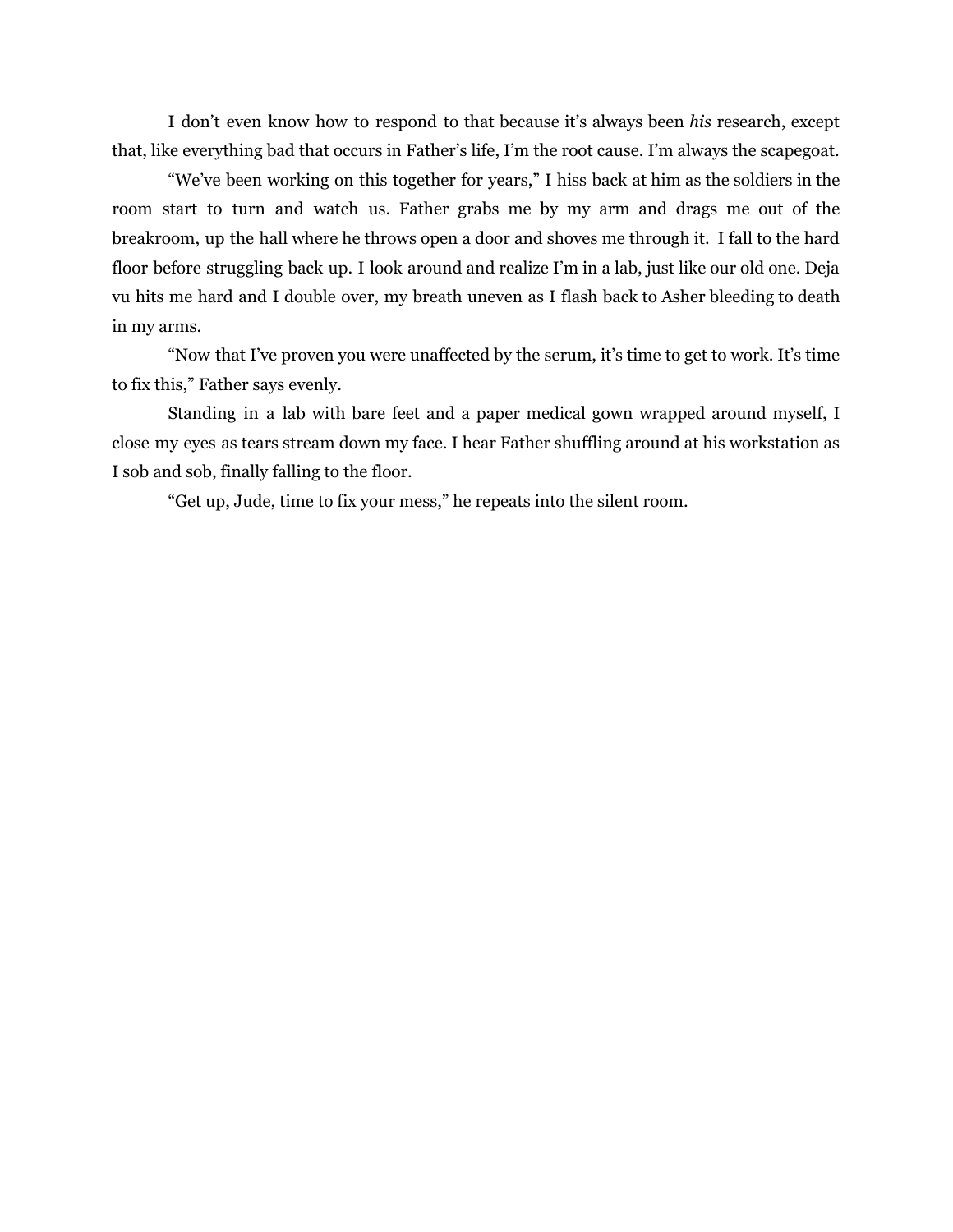I don't even know how to respond to that because it's always been *his* research, except that, like everything bad that occurs in Father's life, I'm the root cause. I'm always the scapegoat.

"We've been working on this together for years," I hiss back at him as the soldiers in the room start to turn and watch us. Father grabs me by my arm and drags me out of the breakroom, up the hall where he throws open a door and shoves me through it. I fall to the hard floor before struggling back up. I look around and realize I'm in a lab, just like our old one. Deja vu hits me hard and I double over, my breath uneven as I flash back to Asher bleeding to death in my arms.

"Now that I've proven you were unaffected by the serum, it's time to get to work. It's time to fix this," Father says evenly.

Standing in a lab with bare feet and a paper medical gown wrapped around myself, I close my eyes as tears stream down my face. I hear Father shuffling around at his workstation as I sob and sob, finally falling to the floor.

"Get up, Jude, time to fix your mess," he repeats into the silent room.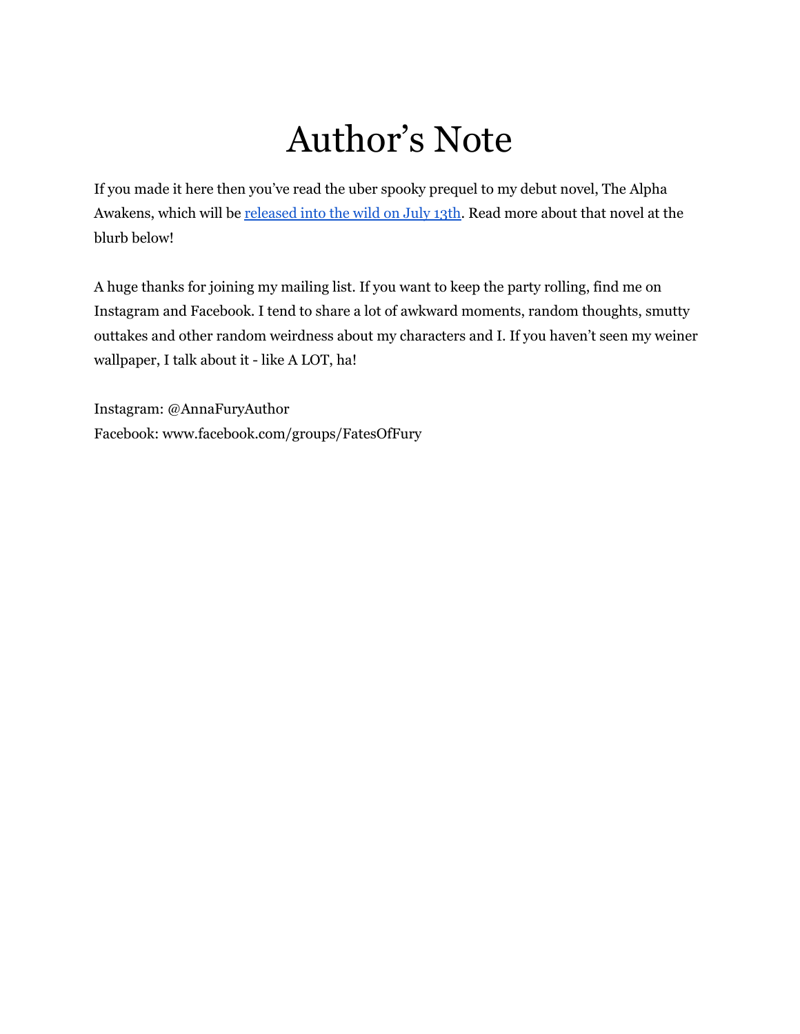# Author's Note

If you made it here then you've read the uber spooky prequel to my debut novel, The Alpha Awakens, which will be released into the wild on July 13th. Read more about that novel at the blurb below!

A huge thanks for joining my mailing list. If you want to keep the party rolling, find me on Instagram and Facebook. I tend to share a lot of awkward moments, random thoughts, smutty outtakes and other random weirdness about my characters and I. If you haven't seen my weiner wallpaper, I talk about it - like A LOT, ha!

Instagram: @AnnaFuryAuthor
Facebook: www.facebook.com/groups/FatesOfFury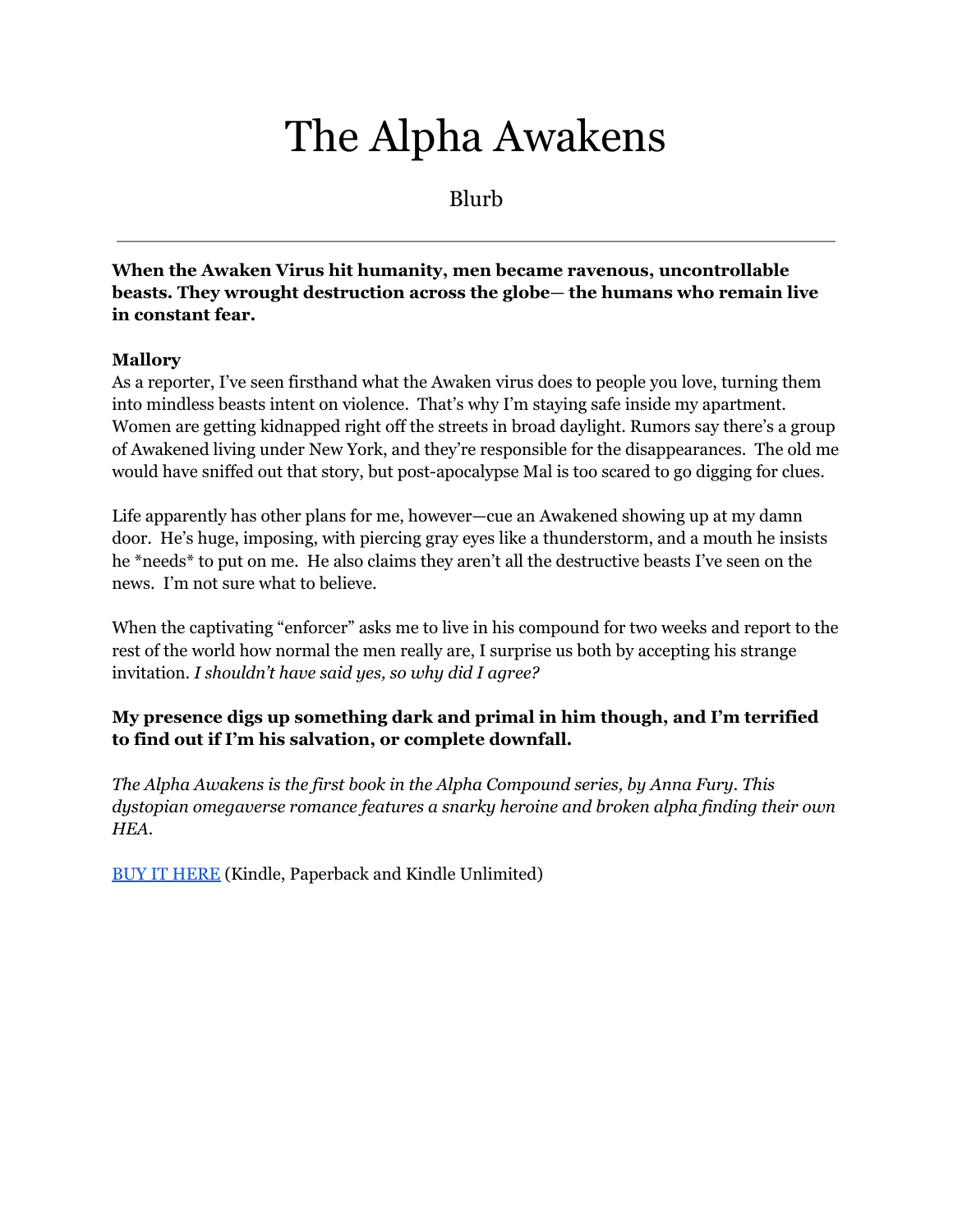# The Alpha Awakens

Blurb

---

**When the Awaken Virus hit humanity, men became ravenous, uncontrollable beasts. They wrought destruction across the globe— the humans who remain live in constant fear.**

**Mallory**
As a reporter, I've seen firsthand what the Awaken virus does to people you love, turning them into mindless beasts intent on violence. That's why I'm staying safe inside my apartment. Women are getting kidnapped right off the streets in broad daylight. Rumors say there's a group of Awakened living under New York, and they're responsible for the disappearances. The old me would have sniffed out that story, but post-apocalypse Mal is too scared to go digging for clues.

Life apparently has other plans for me, however—cue an Awakened showing up at my damn door. He's huge, imposing, with piercing gray eyes like a thunderstorm, and a mouth he insists he *needs* to put on me. He also claims they aren't all the destructive beasts I've seen on the news. I'm not sure what to believe.

When the captivating "enforcer" asks me to live in his compound for two weeks and report to the rest of the world how normal the men really are, I surprise us both by accepting his strange invitation. *I shouldn't have said yes, so why did I agree?*

**My presence digs up something dark and primal in him though, and I'm terrified to find out if I'm his salvation, or complete downfall.**

*The Alpha Awakens is the first book in the Alpha Compound series, by Anna Fury. This dystopian omegaverse romance features a snarky heroine and broken alpha finding their own HEA.*

BUY IT HERE (Kindle, Paperback and Kindle Unlimited)